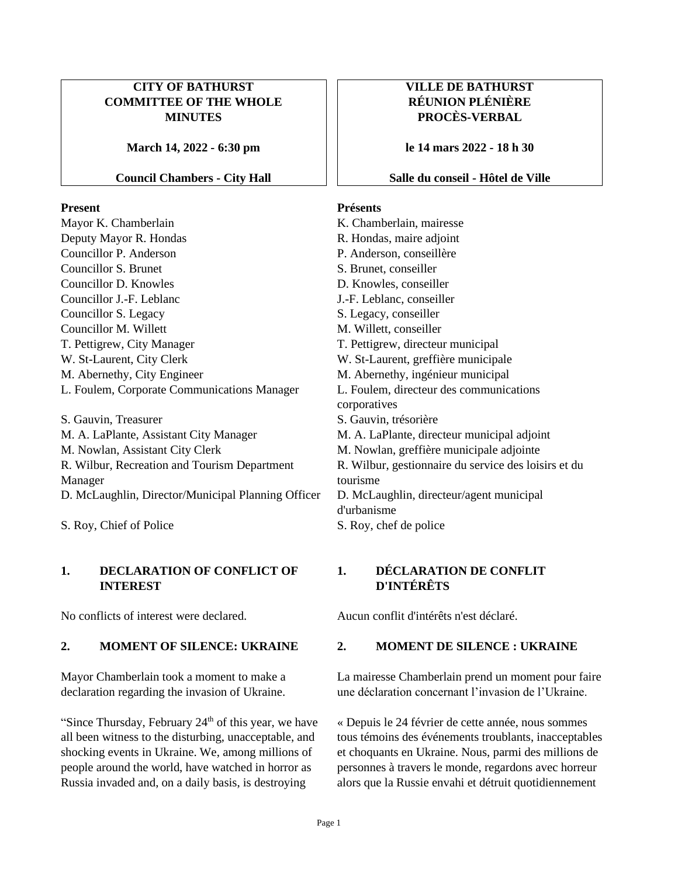**CITY OF BATHURST**
**COMMITTEE OF THE WHOLE**
**MINUTES**

**March 14, 2022 - 6:30 pm**

**Council Chambers - City Hall**

**Present**

Mayor K. Chamberlain
Deputy Mayor R. Hondas
Councillor P. Anderson
Councillor S. Brunet
Councillor D. Knowles
Councillor J.-F. Leblanc
Councillor S. Legacy
Councillor M. Willett
T. Pettigrew, City Manager
W. St-Laurent, City Clerk
M. Abernethy, City Engineer
L. Foulem, Corporate Communications Manager
S. Gauvin, Treasurer
M. A. LaPlante, Assistant City Manager
M. Nowlan, Assistant City Clerk
R. Wilbur, Recreation and Tourism Department Manager
D. McLaughlin, Director/Municipal Planning Officer
S. Roy, Chief of Police

## 1. DECLARATION OF CONFLICT OF INTEREST

No conflicts of interest were declared.

## 2. MOMENT OF SILENCE: UKRAINE

Mayor Chamberlain took a moment to make a declaration regarding the invasion of Ukraine.

"Since Thursday, February 24th of this year, we have all been witness to the disturbing, unacceptable, and shocking events in Ukraine. We, among millions of people around the world, have watched in horror as Russia invaded and, on a daily basis, is destroying

---

**VILLE DE BATHURST**
**RÉUNION PLÉNIÈRE**
**PROCÈS-VERBAL**

**le 14 mars 2022 - 18 h 30**

**Salle du conseil - Hôtel de Ville**

**Présents**

K. Chamberlain, mairesse
R. Hondas, maire adjoint
P. Anderson, conseillère
S. Brunet, conseiller
D. Knowles, conseiller
J.-F. Leblanc, conseiller
S. Legacy, conseiller
M. Willett, conseiller
T. Pettigrew, directeur municipal
W. St-Laurent, greffière municipale
M. Abernethy, ingénieur municipal
L. Foulem, directeur des communications corporatives
S. Gauvin, trésorière
M. A. LaPlante, directeur municipal adjoint
M. Nowlan, greffière municipale adjointe
R. Wilbur, gestionnaire du service des loisirs et du tourisme
D. McLaughlin, directeur/agent municipal d'urbanisme
S. Roy, chef de police

## 1. DÉCLARATION DE CONFLIT D'INTÉRÊTS

Aucun conflit d'intérêts n'est déclaré.

## 2. MOMENT DE SILENCE : UKRAINE

La mairesse Chamberlain prend un moment pour faire une déclaration concernant l'invasion de l'Ukraine.

« Depuis le 24 février de cette année, nous sommes tous témoins des événements troublants, inacceptables et choquants en Ukraine. Nous, parmi des millions de personnes à travers le monde, regardons avec horreur alors que la Russie envahi et détruit quotidiennement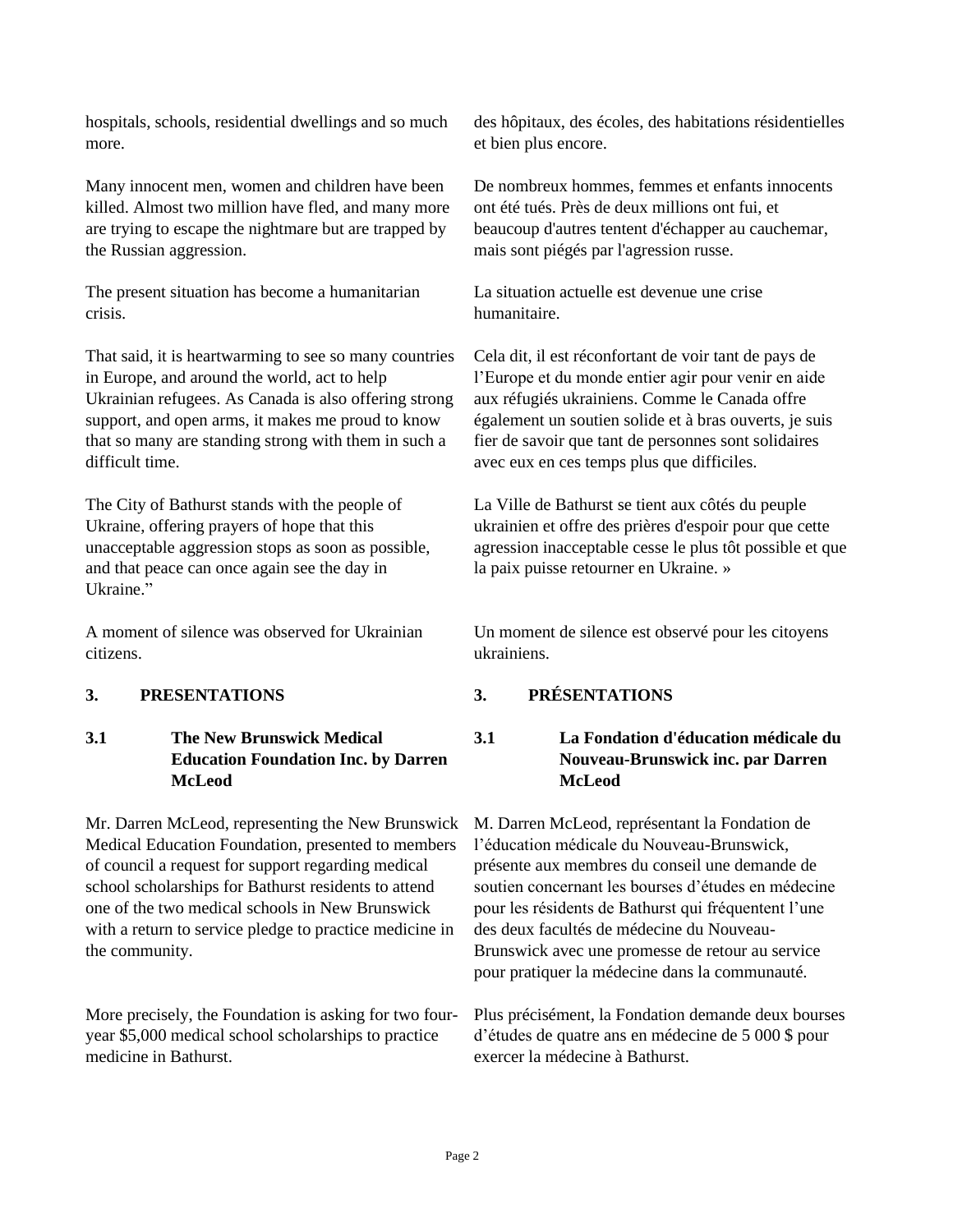hospitals, schools, residential dwellings and so much more.

Many innocent men, women and children have been killed. Almost two million have fled, and many more are trying to escape the nightmare but are trapped by the Russian aggression.

The present situation has become a humanitarian crisis.

That said, it is heartwarming to see so many countries in Europe, and around the world, act to help Ukrainian refugees. As Canada is also offering strong support, and open arms, it makes me proud to know that so many are standing strong with them in such a difficult time.

The City of Bathurst stands with the people of Ukraine, offering prayers of hope that this unacceptable aggression stops as soon as possible, and that peace can once again see the day in Ukraine."

A moment of silence was observed for Ukrainian citizens.

## 3. PRESENTATIONS

### 3.1 The New Brunswick Medical Education Foundation Inc. by Darren McLeod

Mr. Darren McLeod, representing the New Brunswick Medical Education Foundation, presented to members of council a request for support regarding medical school scholarships for Bathurst residents to attend one of the two medical schools in New Brunswick with a return to service pledge to practice medicine in the community.

More precisely, the Foundation is asking for two four-year $5,000 medical school scholarships to practice medicine in Bathurst.

des hôpitaux, des écoles, des habitations résidentielles et bien plus encore.

De nombreux hommes, femmes et enfants innocents ont été tués. Près de deux millions ont fui, et beaucoup d'autres tentent d'échapper au cauchemar, mais sont piégés par l'agression russe.

La situation actuelle est devenue une crise humanitaire.

Cela dit, il est réconfortant de voir tant de pays de l'Europe et du monde entier agir pour venir en aide aux réfugiés ukrainiens. Comme le Canada offre également un soutien solide et à bras ouverts, je suis fier de savoir que tant de personnes sont solidaires avec eux en ces temps plus que difficiles.

La Ville de Bathurst se tient aux côtés du peuple ukrainien et offre des prières d'espoir pour que cette agression inacceptable cesse le plus tôt possible et que la paix puisse retourner en Ukraine. »

Un moment de silence est observé pour les citoyens ukrainiens.

## 3. PRÉSENTATIONS

### 3.1 La Fondation d'éducation médicale du Nouveau-Brunswick inc. par Darren McLeod

M. Darren McLeod, représentant la Fondation de l'éducation médicale du Nouveau-Brunswick, présente aux membres du conseil une demande de soutien concernant les bourses d'études en médecine pour les résidents de Bathurst qui fréquentent l'une des deux facultés de médecine du Nouveau-Brunswick avec une promesse de retour au service pour pratiquer la médecine dans la communauté.

Plus précisément, la Fondation demande deux bourses d'études de quatre ans en médecine de 5 000 $ pour exercer la médecine à Bathurst.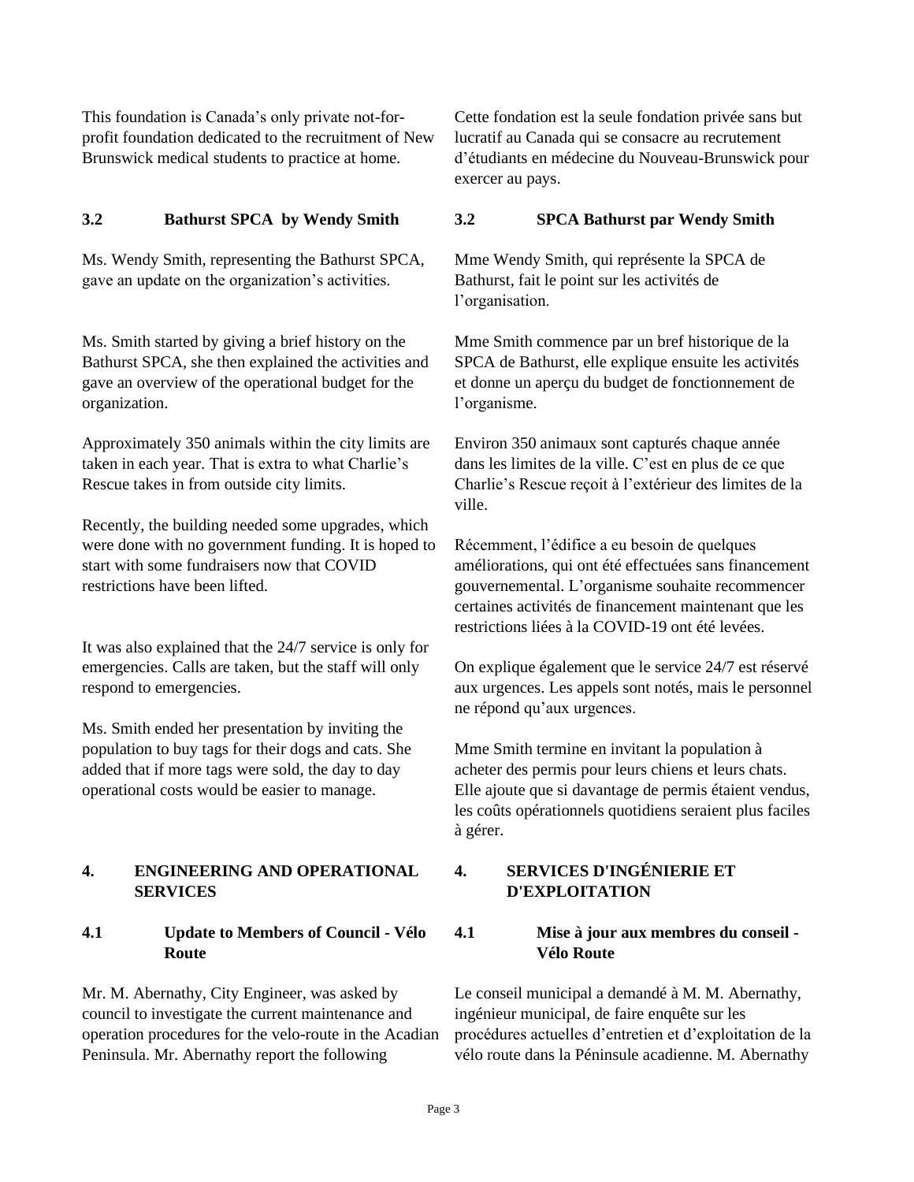This foundation is Canada's only private not-for-profit foundation dedicated to the recruitment of New Brunswick medical students to practice at home.

Cette fondation est la seule fondation privée sans but lucratif au Canada qui se consacre au recrutement d'étudiants en médecine du Nouveau-Brunswick pour exercer au pays.

### 3.2 Bathurst SPCA by Wendy Smith

### 3.2 SPCA Bathurst par Wendy Smith

Ms. Wendy Smith, representing the Bathurst SPCA, gave an update on the organization's activities.

Mme Wendy Smith, qui représente la SPCA de Bathurst, fait le point sur les activités de l'organisation.

Ms. Smith started by giving a brief history on the Bathurst SPCA, she then explained the activities and gave an overview of the operational budget for the organization.

Mme Smith commence par un bref historique de la SPCA de Bathurst, elle explique ensuite les activités et donne un aperçu du budget de fonctionnement de l'organisme.

Approximately 350 animals within the city limits are taken in each year. That is extra to what Charlie's Rescue takes in from outside city limits.

Environ 350 animaux sont capturés chaque année dans les limites de la ville. C'est en plus de ce que Charlie's Rescue reçoit à l'extérieur des limites de la ville.

Recently, the building needed some upgrades, which were done with no government funding. It is hoped to start with some fundraisers now that COVID restrictions have been lifted.

Récemment, l'édifice a eu besoin de quelques améliorations, qui ont été effectuées sans financement gouvernemental. L'organisme souhaite recommencer certaines activités de financement maintenant que les restrictions liées à la COVID-19 ont été levées.

It was also explained that the 24/7 service is only for emergencies. Calls are taken, but the staff will only respond to emergencies.

On explique également que le service 24/7 est réservé aux urgences. Les appels sont notés, mais le personnel ne répond qu'aux urgences.

Ms. Smith ended her presentation by inviting the population to buy tags for their dogs and cats. She added that if more tags were sold, the day to day operational costs would be easier to manage.

Mme Smith termine en invitant la population à acheter des permis pour leurs chiens et leurs chats. Elle ajoute que si davantage de permis étaient vendus, les coûts opérationnels quotidiens seraient plus faciles à gérer.

## 4. ENGINEERING AND OPERATIONAL SERVICES

## 4. SERVICES D'INGÉNIERIE ET D'EXPLOITATION

### 4.1 Update to Members of Council - Vélo Route

### 4.1 Mise à jour aux membres du conseil - Vélo Route

Mr. M. Abernathy, City Engineer, was asked by council to investigate the current maintenance and operation procedures for the velo-route in the Acadian Peninsula. Mr. Abernathy report the following

Le conseil municipal a demandé à M. M. Abernathy, ingénieur municipal, de faire enquête sur les procédures actuelles d'entretien et d'exploitation de la vélo route dans la Péninsule acadienne. M. Abernathy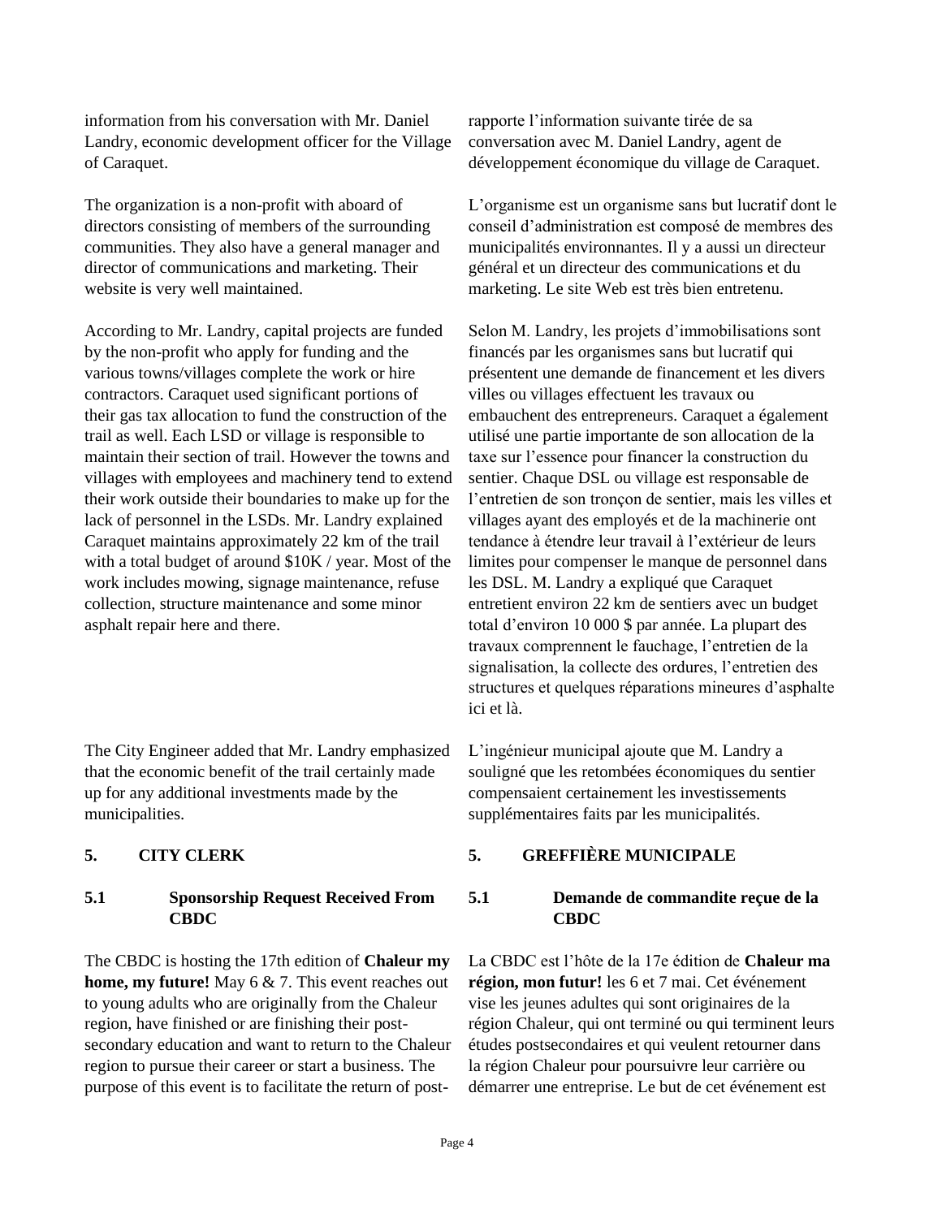information from his conversation with Mr. Daniel Landry, economic development officer for the Village of Caraquet.

The organization is a non-profit with aboard of directors consisting of members of the surrounding communities. They also have a general manager and director of communications and marketing. Their website is very well maintained.

According to Mr. Landry, capital projects are funded by the non-profit who apply for funding and the various towns/villages complete the work or hire contractors. Caraquet used significant portions of their gas tax allocation to fund the construction of the trail as well. Each LSD or village is responsible to maintain their section of trail. However the towns and villages with employees and machinery tend to extend their work outside their boundaries to make up for the lack of personnel in the LSDs. Mr. Landry explained Caraquet maintains approximately 22 km of the trail with a total budget of around $10K / year. Most of the work includes mowing, signage maintenance, refuse collection, structure maintenance and some minor asphalt repair here and there.

The City Engineer added that Mr. Landry emphasized that the economic benefit of the trail certainly made up for any additional investments made by the municipalities.

## 5. CITY CLERK

### 5.1 Sponsorship Request Received From CBDC

The CBDC is hosting the 17th edition of **Chaleur my home, my future!** May 6 & 7. This event reaches out to young adults who are originally from the Chaleur region, have finished or are finishing their post-secondary education and want to return to the Chaleur region to pursue their career or start a business. The purpose of this event is to facilitate the return of post-

rapporte l'information suivante tirée de sa conversation avec M. Daniel Landry, agent de développement économique du village de Caraquet.

L'organisme est un organisme sans but lucratif dont le conseil d'administration est composé de membres des municipalités environnantes. Il y a aussi un directeur général et un directeur des communications et du marketing. Le site Web est très bien entretenu.

Selon M. Landry, les projets d'immobilisations sont financés par les organismes sans but lucratif qui présentent une demande de financement et les divers villes ou villages effectuent les travaux ou embauchent des entrepreneurs. Caraquet a également utilisé une partie importante de son allocation de la taxe sur l'essence pour financer la construction du sentier. Chaque DSL ou village est responsable de l'entretien de son tronçon de sentier, mais les villes et villages ayant des employés et de la machinerie ont tendance à étendre leur travail à l'extérieur de leurs limites pour compenser le manque de personnel dans les DSL. M. Landry a expliqué que Caraquet entretient environ 22 km de sentiers avec un budget total d'environ 10 000 $ par année. La plupart des travaux comprennent le fauchage, l'entretien de la signalisation, la collecte des ordures, l'entretien des structures et quelques réparations mineures d'asphalte ici et là.

L'ingénieur municipal ajoute que M. Landry a souligné que les retombées économiques du sentier compensaient certainement les investissements supplémentaires faits par les municipalités.

## 5. GREFFIÈRE MUNICIPALE

### 5.1 Demande de commandite reçue de la CBDC

La CBDC est l'hôte de la 17e édition de **Chaleur ma région, mon futur!** les 6 et 7 mai. Cet événement vise les jeunes adultes qui sont originaires de la région Chaleur, qui ont terminé ou qui terminent leurs études postsecondaires et qui veulent retourner dans la région Chaleur pour poursuivre leur carrière ou démarrer une entreprise. Le but de cet événement est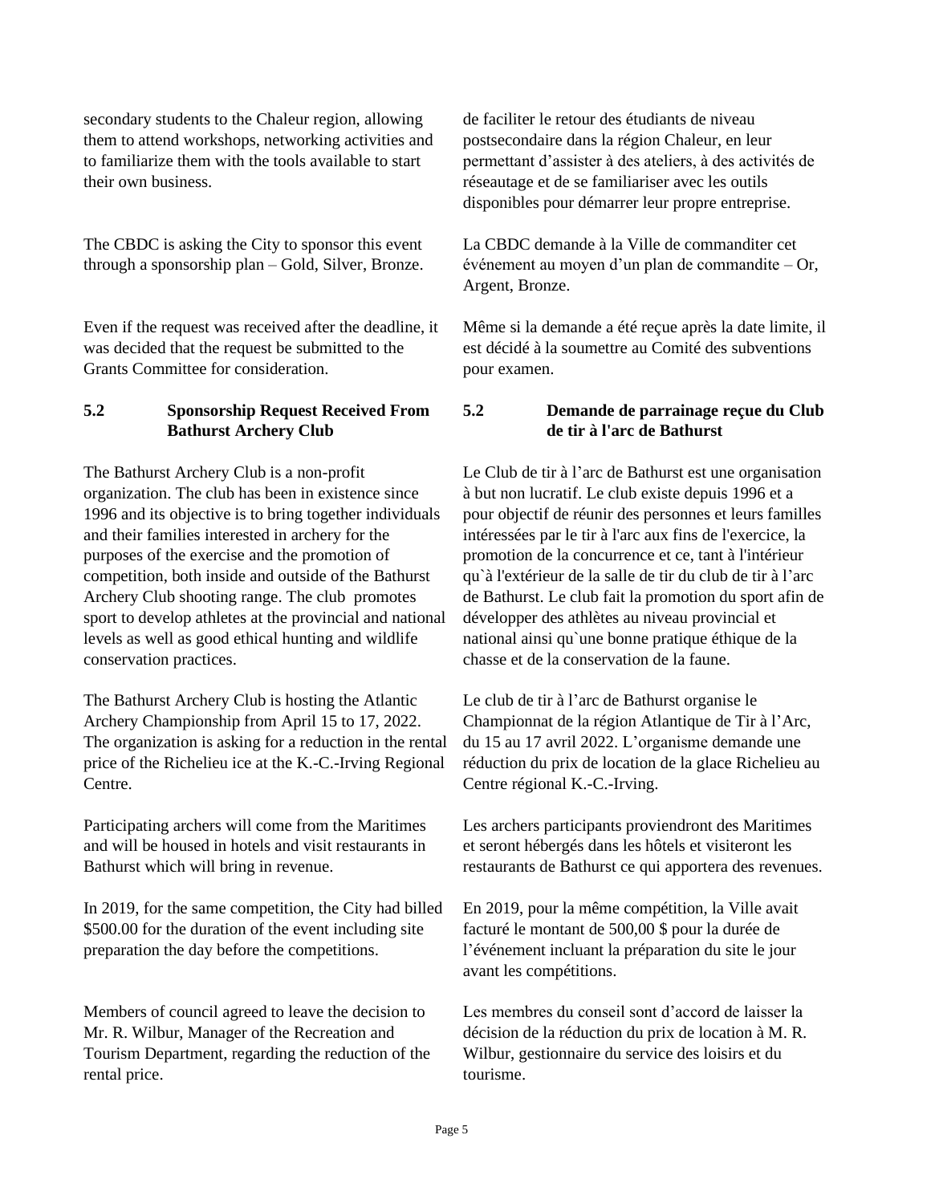secondary students to the Chaleur region, allowing them to attend workshops, networking activities and to familiarize them with the tools available to start their own business.

The CBDC is asking the City to sponsor this event through a sponsorship plan – Gold, Silver, Bronze.

Even if the request was received after the deadline, it was decided that the request be submitted to the Grants Committee for consideration.

de faciliter le retour des étudiants de niveau postsecondaire dans la région Chaleur, en leur permettant d'assister à des ateliers, à des activités de réseautage et de se familiariser avec les outils disponibles pour démarrer leur propre entreprise.

La CBDC demande à la Ville de commanditer cet événement au moyen d'un plan de commandite – Or, Argent, Bronze.

Même si la demande a été reçue après la date limite, il est décidé à la soumettre au Comité des subventions pour examen.

**5.2 Sponsorship Request Received From Bathurst Archery Club**

The Bathurst Archery Club is a non-profit organization. The club has been in existence since 1996 and its objective is to bring together individuals and their families interested in archery for the purposes of the exercise and the promotion of competition, both inside and outside of the Bathurst Archery Club shooting range. The club promotes sport to develop athletes at the provincial and national levels as well as good ethical hunting and wildlife conservation practices.

The Bathurst Archery Club is hosting the Atlantic Archery Championship from April 15 to 17, 2022. The organization is asking for a reduction in the rental price of the Richelieu ice at the K.-C.-Irving Regional Centre.

Participating archers will come from the Maritimes and will be housed in hotels and visit restaurants in Bathurst which will bring in revenue.

In 2019, for the same competition, the City had billed \$500.00 for the duration of the event including site preparation the day before the competitions.

Members of council agreed to leave the decision to Mr. R. Wilbur, Manager of the Recreation and Tourism Department, regarding the reduction of the rental price.

**5.2 Demande de parrainage reçue du Club de tir à l'arc de Bathurst**

Le Club de tir à l'arc de Bathurst est une organisation à but non lucratif. Le club existe depuis 1996 et a pour objectif de réunir des personnes et leurs familles intéressées par le tir à l'arc aux fins de l'exercice, la promotion de la concurrence et ce, tant à l'intérieur qu`à l'extérieur de la salle de tir du club de tir à l'arc de Bathurst. Le club fait la promotion du sport afin de développer des athlètes au niveau provincial et national ainsi qu`une bonne pratique éthique de la chasse et de la conservation de la faune.

Le club de tir à l'arc de Bathurst organise le Championnat de la région Atlantique de Tir à l'Arc, du 15 au 17 avril 2022. L'organisme demande une réduction du prix de location de la glace Richelieu au Centre régional K.-C.-Irving.

Les archers participants proviendront des Maritimes et seront hébergés dans les hôtels et visiteront les restaurants de Bathurst ce qui apportera des revenues.

En 2019, pour la même compétition, la Ville avait facturé le montant de 500,00 \$ pour la durée de l'événement incluant la préparation du site le jour avant les compétitions.

Les membres du conseil sont d'accord de laisser la décision de la réduction du prix de location à M. R. Wilbur, gestionnaire du service des loisirs et du tourisme.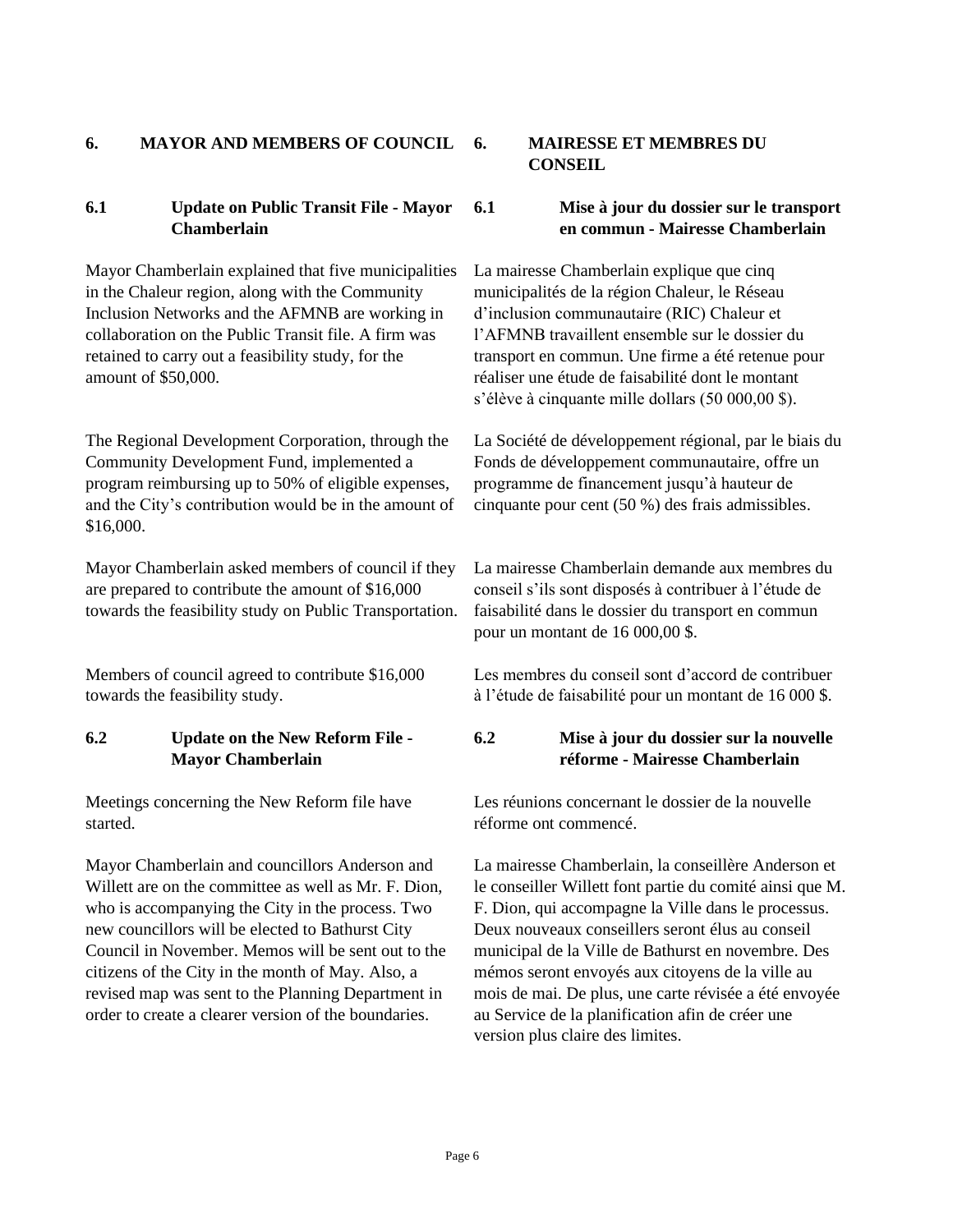## 6. MAYOR AND MEMBERS OF COUNCIL

### 6.1 Update on Public Transit File - Mayor Chamberlain

Mayor Chamberlain explained that five municipalities in the Chaleur region, along with the Community Inclusion Networks and the AFMNB are working in collaboration on the Public Transit file. A firm was retained to carry out a feasibility study, for the amount of $50,000.

The Regional Development Corporation, through the Community Development Fund, implemented a program reimbursing up to 50% of eligible expenses, and the City's contribution would be in the amount of $16,000.

Mayor Chamberlain asked members of council if they are prepared to contribute the amount of $16,000 towards the feasibility study on Public Transportation.

Members of council agreed to contribute $16,000 towards the feasibility study.

### 6.2 Update on the New Reform File - Mayor Chamberlain

Meetings concerning the New Reform file have started.

Mayor Chamberlain and councillors Anderson and Willett are on the committee as well as Mr. F. Dion, who is accompanying the City in the process. Two new councillors will be elected to Bathurst City Council in November. Memos will be sent out to the citizens of the City in the month of May. Also, a revised map was sent to the Planning Department in order to create a clearer version of the boundaries.

## 6. MAIRESSE ET MEMBRES DU CONSEIL

### 6.1 Mise à jour du dossier sur le transport en commun - Mairesse Chamberlain

La mairesse Chamberlain explique que cinq municipalités de la région Chaleur, le Réseau d'inclusion communautaire (RIC) Chaleur et l'AFMNB travaillent ensemble sur le dossier du transport en commun. Une firme a été retenue pour réaliser une étude de faisabilité dont le montant s'élève à cinquante mille dollars (50 000,00 $).

La Société de développement régional, par le biais du Fonds de développement communautaire, offre un programme de financement jusqu'à hauteur de cinquante pour cent (50 %) des frais admissibles.

La mairesse Chamberlain demande aux membres du conseil s'ils sont disposés à contribuer à l'étude de faisabilité dans le dossier du transport en commun pour un montant de 16 000,00 $.

Les membres du conseil sont d'accord de contribuer à l'étude de faisabilité pour un montant de 16 000 $.

### 6.2 Mise à jour du dossier sur la nouvelle réforme - Mairesse Chamberlain

Les réunions concernant le dossier de la nouvelle réforme ont commencé.

La mairesse Chamberlain, la conseillère Anderson et le conseiller Willett font partie du comité ainsi que M. F. Dion, qui accompagne la Ville dans le processus. Deux nouveaux conseillers seront élus au conseil municipal de la Ville de Bathurst en novembre. Des mémos seront envoyés aux citoyens de la ville au mois de mai. De plus, une carte révisée a été envoyée au Service de la planification afin de créer une version plus claire des limites.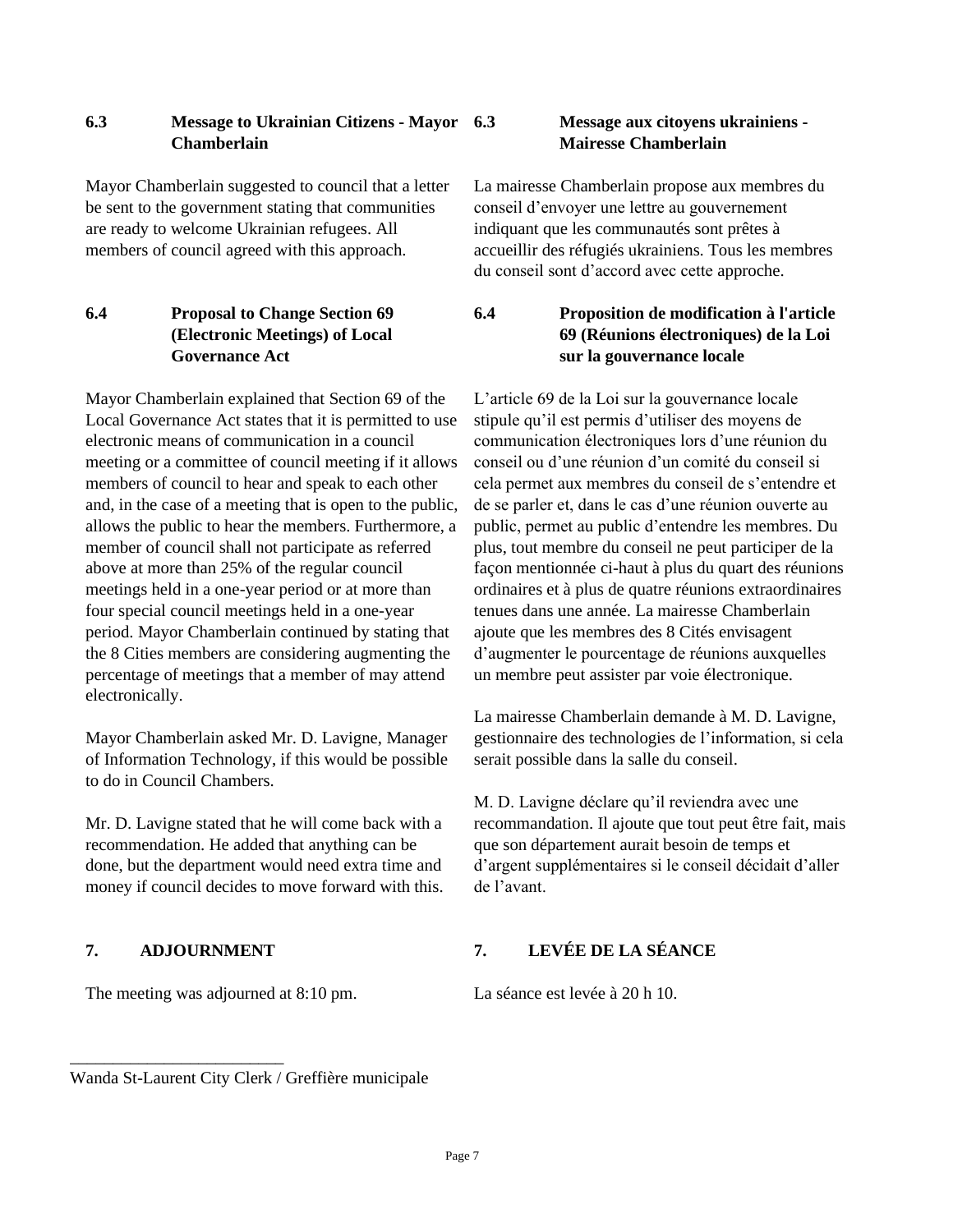### 6.3 Message to Ukrainian Citizens - Mayor Chamberlain

Mayor Chamberlain suggested to council that a letter be sent to the government stating that communities are ready to welcome Ukrainian refugees. All members of council agreed with this approach.

### 6.4 Proposal to Change Section 69 (Electronic Meetings) of Local Governance Act

Mayor Chamberlain explained that Section 69 of the Local Governance Act states that it is permitted to use electronic means of communication in a council meeting or a committee of council meeting if it allows members of council to hear and speak to each other and, in the case of a meeting that is open to the public, allows the public to hear the members. Furthermore, a member of council shall not participate as referred above at more than 25% of the regular council meetings held in a one-year period or at more than four special council meetings held in a one-year period. Mayor Chamberlain continued by stating that the 8 Cities members are considering augmenting the percentage of meetings that a member of may attend electronically.

Mayor Chamberlain asked Mr. D. Lavigne, Manager of Information Technology, if this would be possible to do in Council Chambers.

Mr. D. Lavigne stated that he will come back with a recommendation. He added that anything can be done, but the department would need extra time and money if council decides to move forward with this.

## 7. ADJOURNMENT

The meeting was adjourned at 8:10 pm.

### 6.3 Message aux citoyens ukrainiens - Mairesse Chamberlain

La mairesse Chamberlain propose aux membres du conseil d'envoyer une lettre au gouvernement indiquant que les communautés sont prêtes à accueillir des réfugiés ukrainiens. Tous les membres du conseil sont d'accord avec cette approche.

### 6.4 Proposition de modification à l'article 69 (Réunions électroniques) de la Loi sur la gouvernance locale

L'article 69 de la Loi sur la gouvernance locale stipule qu'il est permis d'utiliser des moyens de communication électroniques lors d'une réunion du conseil ou d'une réunion d'un comité du conseil si cela permet aux membres du conseil de s'entendre et de se parler et, dans le cas d'une réunion ouverte au public, permet au public d'entendre les membres. Du plus, tout membre du conseil ne peut participer de la façon mentionnée ci-haut à plus du quart des réunions ordinaires et à plus de quatre réunions extraordinaires tenues dans une année. La mairesse Chamberlain ajoute que les membres des 8 Cités envisagent d'augmenter le pourcentage de réunions auxquelles un membre peut assister par voie électronique.

La mairesse Chamberlain demande à M. D. Lavigne, gestionnaire des technologies de l'information, si cela serait possible dans la salle du conseil.

M. D. Lavigne déclare qu'il reviendra avec une recommandation. Il ajoute que tout peut être fait, mais que son département aurait besoin de temps et d'argent supplémentaires si le conseil décidait d'aller de l'avant.

## 7. LEVÉE DE LA SÉANCE

La séance est levée à 20 h 10.

\_\_\_\_\_\_\_\_\_\_\_\_\_\_\_\_\_\_\_\_\_\_\_\_\_

Wanda St-Laurent City Clerk / Greffière municipale